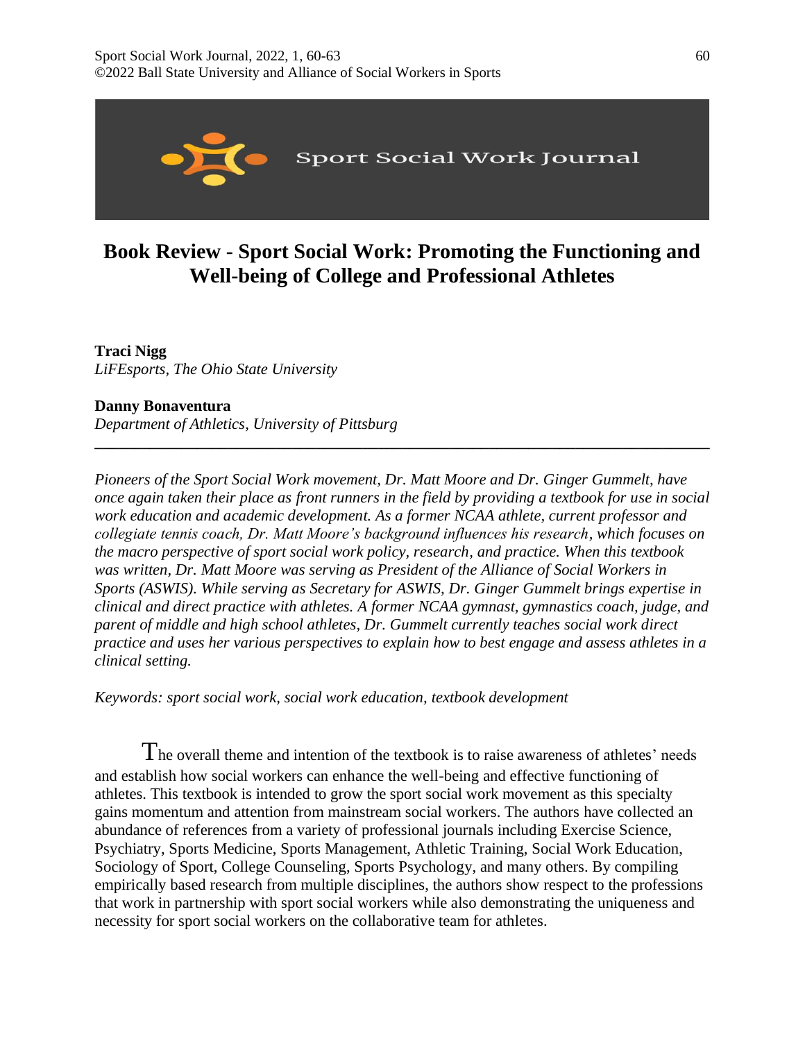# Book Review - Sport Social Work: Promoting the Functioning and Well-being of College and Professional Athletes

**Traci Nigg**
*LiFEsports, The Ohio State University*

**Danny Bonaventura**
*Department of Athletics, University of Pittsburg*

---

*Pioneers of the Sport Social Work movement, Dr. Matt Moore and Dr. Ginger Gummelt, have once again taken their place as front runners in the field by providing a textbook for use in social work education and academic development. As a former NCAA athlete, current professor and collegiate tennis coach, Dr. Matt Moore's background influences his research, which focuses on the macro perspective of sport social work policy, research, and practice. When this textbook was written, Dr. Matt Moore was serving as President of the Alliance of Social Workers in Sports (ASWIS). While serving as Secretary for ASWIS, Dr. Ginger Gummelt brings expertise in clinical and direct practice with athletes. A former NCAA gymnast, gymnastics coach, judge, and parent of middle and high school athletes, Dr. Gummelt currently teaches social work direct practice and uses her various perspectives to explain how to best engage and assess athletes in a clinical setting.*

*Keywords: sport social work, social work education, textbook development*

The overall theme and intention of the textbook is to raise awareness of athletes' needs and establish how social workers can enhance the well-being and effective functioning of athletes. This textbook is intended to grow the sport social work movement as this specialty gains momentum and attention from mainstream social workers. The authors have collected an abundance of references from a variety of professional journals including Exercise Science, Psychiatry, Sports Medicine, Sports Management, Athletic Training, Social Work Education, Sociology of Sport, College Counseling, Sports Psychology, and many others. By compiling empirically based research from multiple disciplines, the authors show respect to the professions that work in partnership with sport social workers while also demonstrating the uniqueness and necessity for sport social workers on the collaborative team for athletes.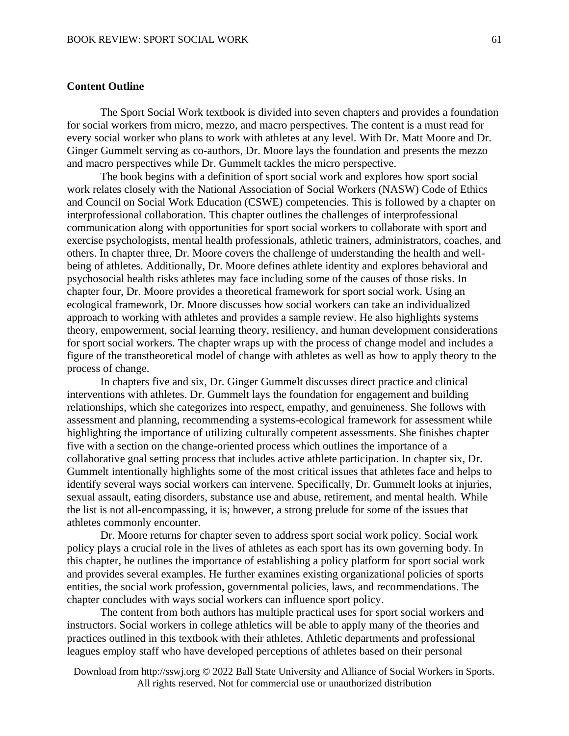## Content Outline

The Sport Social Work textbook is divided into seven chapters and provides a foundation for social workers from micro, mezzo, and macro perspectives. The content is a must read for every social worker who plans to work with athletes at any level. With Dr. Matt Moore and Dr. Ginger Gummelt serving as co-authors, Dr. Moore lays the foundation and presents the mezzo and macro perspectives while Dr. Gummelt tackles the micro perspective.

The book begins with a definition of sport social work and explores how sport social work relates closely with the National Association of Social Workers (NASW) Code of Ethics and Council on Social Work Education (CSWE) competencies. This is followed by a chapter on interprofessional collaboration. This chapter outlines the challenges of interprofessional communication along with opportunities for sport social workers to collaborate with sport and exercise psychologists, mental health professionals, athletic trainers, administrators, coaches, and others. In chapter three, Dr. Moore covers the challenge of understanding the health and well-being of athletes. Additionally, Dr. Moore defines athlete identity and explores behavioral and psychosocial health risks athletes may face including some of the causes of those risks. In chapter four, Dr. Moore provides a theoretical framework for sport social work. Using an ecological framework, Dr. Moore discusses how social workers can take an individualized approach to working with athletes and provides a sample review. He also highlights systems theory, empowerment, social learning theory, resiliency, and human development considerations for sport social workers. The chapter wraps up with the process of change model and includes a figure of the transtheoretical model of change with athletes as well as how to apply theory to the process of change.

In chapters five and six, Dr. Ginger Gummelt discusses direct practice and clinical interventions with athletes. Dr. Gummelt lays the foundation for engagement and building relationships, which she categorizes into respect, empathy, and genuineness. She follows with assessment and planning, recommending a systems-ecological framework for assessment while highlighting the importance of utilizing culturally competent assessments. She finishes chapter five with a section on the change-oriented process which outlines the importance of a collaborative goal setting process that includes active athlete participation. In chapter six, Dr. Gummelt intentionally highlights some of the most critical issues that athletes face and helps to identify several ways social workers can intervene. Specifically, Dr. Gummelt looks at injuries, sexual assault, eating disorders, substance use and abuse, retirement, and mental health. While the list is not all-encompassing, it is; however, a strong prelude for some of the issues that athletes commonly encounter.

Dr. Moore returns for chapter seven to address sport social work policy. Social work policy plays a crucial role in the lives of athletes as each sport has its own governing body. In this chapter, he outlines the importance of establishing a policy platform for sport social work and provides several examples. He further examines existing organizational policies of sports entities, the social work profession, governmental policies, laws, and recommendations. The chapter concludes with ways social workers can influence sport policy.

The content from both authors has multiple practical uses for sport social workers and instructors. Social workers in college athletics will be able to apply many of the theories and practices outlined in this textbook with their athletes. Athletic departments and professional leagues employ staff who have developed perceptions of athletes based on their personal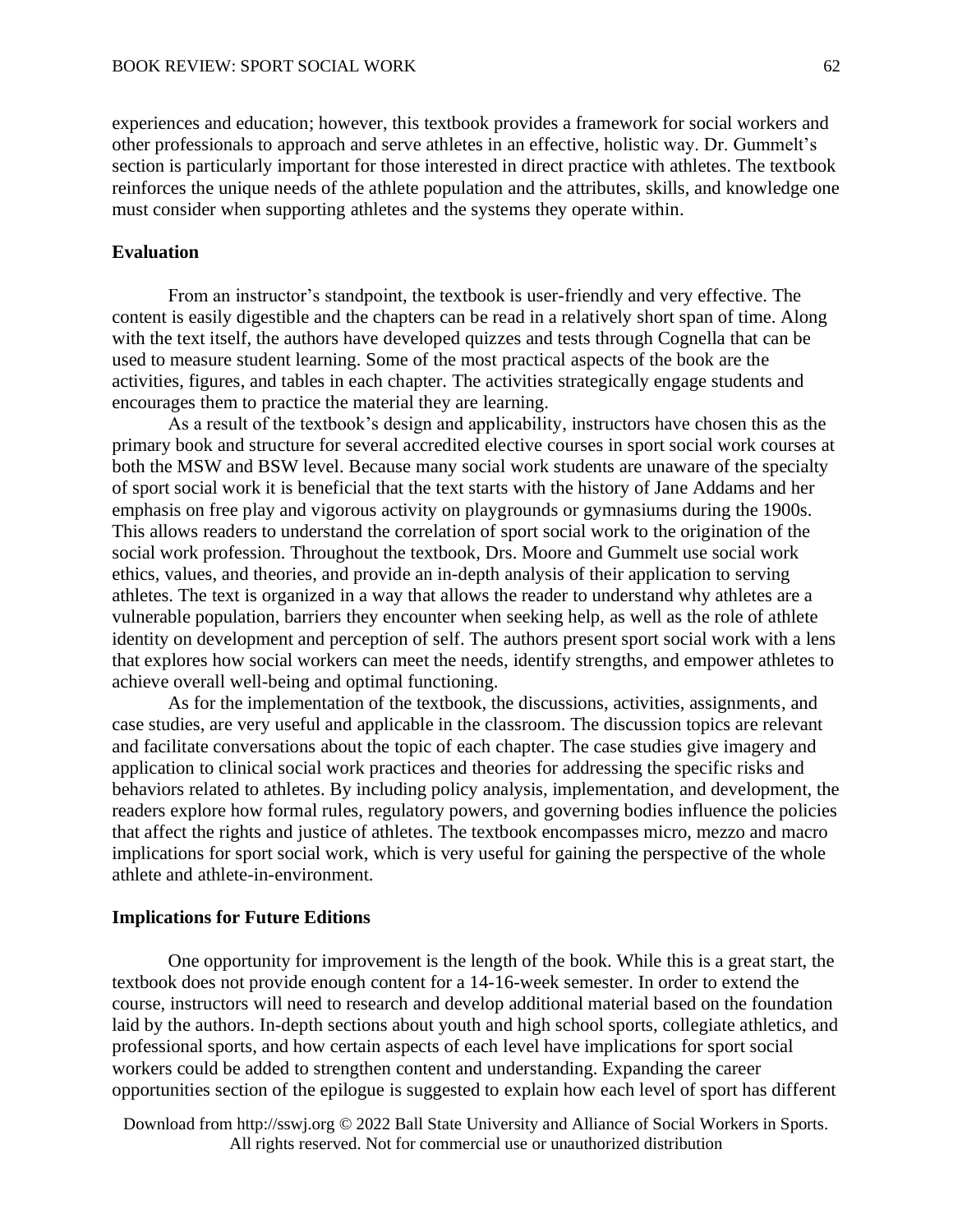experiences and education; however, this textbook provides a framework for social workers and other professionals to approach and serve athletes in an effective, holistic way. Dr. Gummelt's section is particularly important for those interested in direct practice with athletes. The textbook reinforces the unique needs of the athlete population and the attributes, skills, and knowledge one must consider when supporting athletes and the systems they operate within.

**Evaluation**

From an instructor's standpoint, the textbook is user-friendly and very effective. The content is easily digestible and the chapters can be read in a relatively short span of time. Along with the text itself, the authors have developed quizzes and tests through Cognella that can be used to measure student learning. Some of the most practical aspects of the book are the activities, figures, and tables in each chapter. The activities strategically engage students and encourages them to practice the material they are learning.

As a result of the textbook's design and applicability, instructors have chosen this as the primary book and structure for several accredited elective courses in sport social work courses at both the MSW and BSW level. Because many social work students are unaware of the specialty of sport social work it is beneficial that the text starts with the history of Jane Addams and her emphasis on free play and vigorous activity on playgrounds or gymnasiums during the 1900s. This allows readers to understand the correlation of sport social work to the origination of the social work profession. Throughout the textbook, Drs. Moore and Gummelt use social work ethics, values, and theories, and provide an in-depth analysis of their application to serving athletes. The text is organized in a way that allows the reader to understand why athletes are a vulnerable population, barriers they encounter when seeking help, as well as the role of athlete identity on development and perception of self. The authors present sport social work with a lens that explores how social workers can meet the needs, identify strengths, and empower athletes to achieve overall well-being and optimal functioning.

As for the implementation of the textbook, the discussions, activities, assignments, and case studies, are very useful and applicable in the classroom. The discussion topics are relevant and facilitate conversations about the topic of each chapter. The case studies give imagery and application to clinical social work practices and theories for addressing the specific risks and behaviors related to athletes. By including policy analysis, implementation, and development, the readers explore how formal rules, regulatory powers, and governing bodies influence the policies that affect the rights and justice of athletes. The textbook encompasses micro, mezzo and macro implications for sport social work, which is very useful for gaining the perspective of the whole athlete and athlete-in-environment.

**Implications for Future Editions**

One opportunity for improvement is the length of the book. While this is a great start, the textbook does not provide enough content for a 14-16-week semester. In order to extend the course, instructors will need to research and develop additional material based on the foundation laid by the authors. In-depth sections about youth and high school sports, collegiate athletics, and professional sports, and how certain aspects of each level have implications for sport social workers could be added to strengthen content and understanding. Expanding the career opportunities section of the epilogue is suggested to explain how each level of sport has different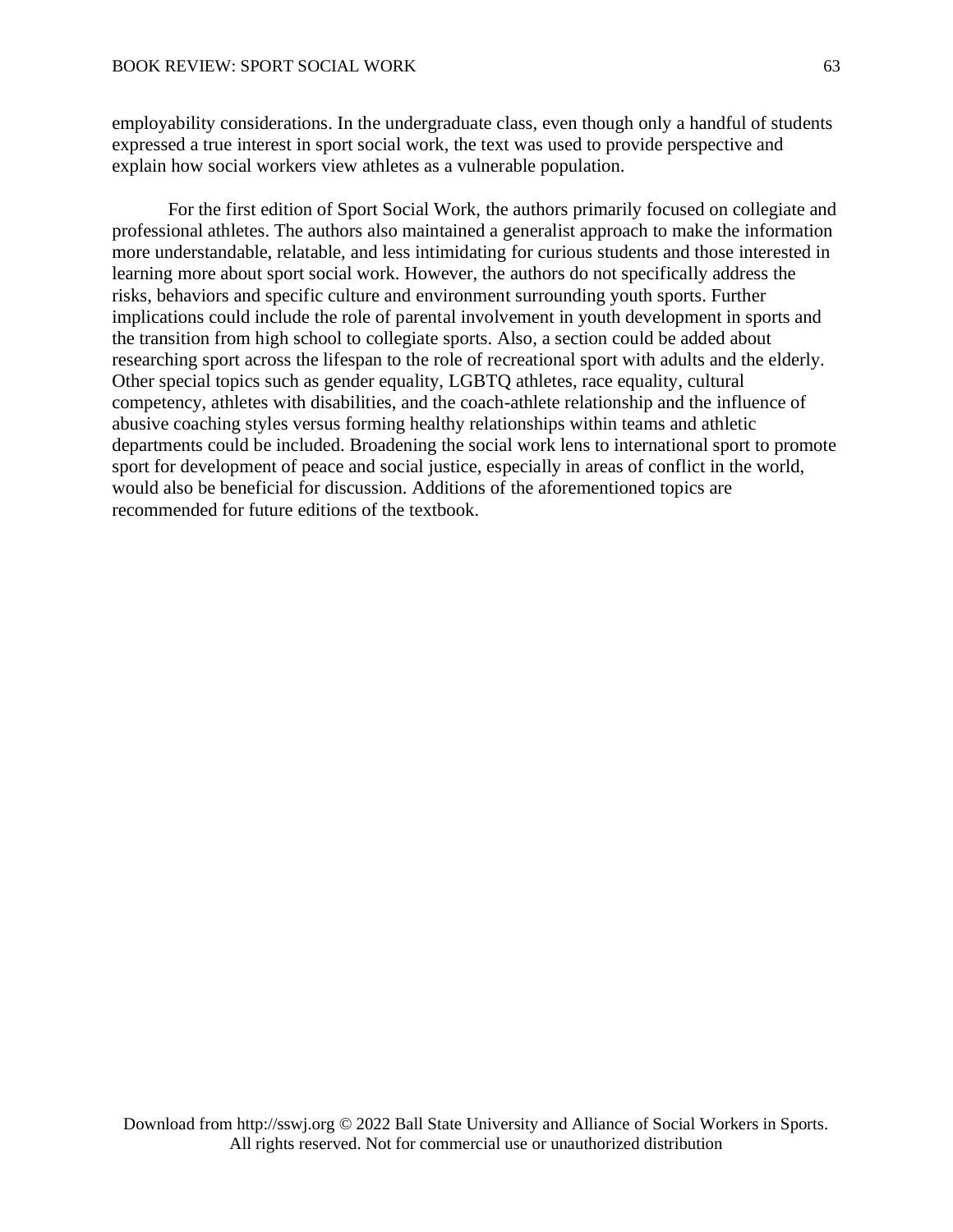employability considerations. In the undergraduate class, even though only a handful of students expressed a true interest in sport social work, the text was used to provide perspective and explain how social workers view athletes as a vulnerable population.

For the first edition of Sport Social Work, the authors primarily focused on collegiate and professional athletes. The authors also maintained a generalist approach to make the information more understandable, relatable, and less intimidating for curious students and those interested in learning more about sport social work. However, the authors do not specifically address the risks, behaviors and specific culture and environment surrounding youth sports. Further implications could include the role of parental involvement in youth development in sports and the transition from high school to collegiate sports. Also, a section could be added about researching sport across the lifespan to the role of recreational sport with adults and the elderly. Other special topics such as gender equality, LGBTQ athletes, race equality, cultural competency, athletes with disabilities, and the coach-athlete relationship and the influence of abusive coaching styles versus forming healthy relationships within teams and athletic departments could be included. Broadening the social work lens to international sport to promote sport for development of peace and social justice, especially in areas of conflict in the world, would also be beneficial for discussion. Additions of the aforementioned topics are recommended for future editions of the textbook.